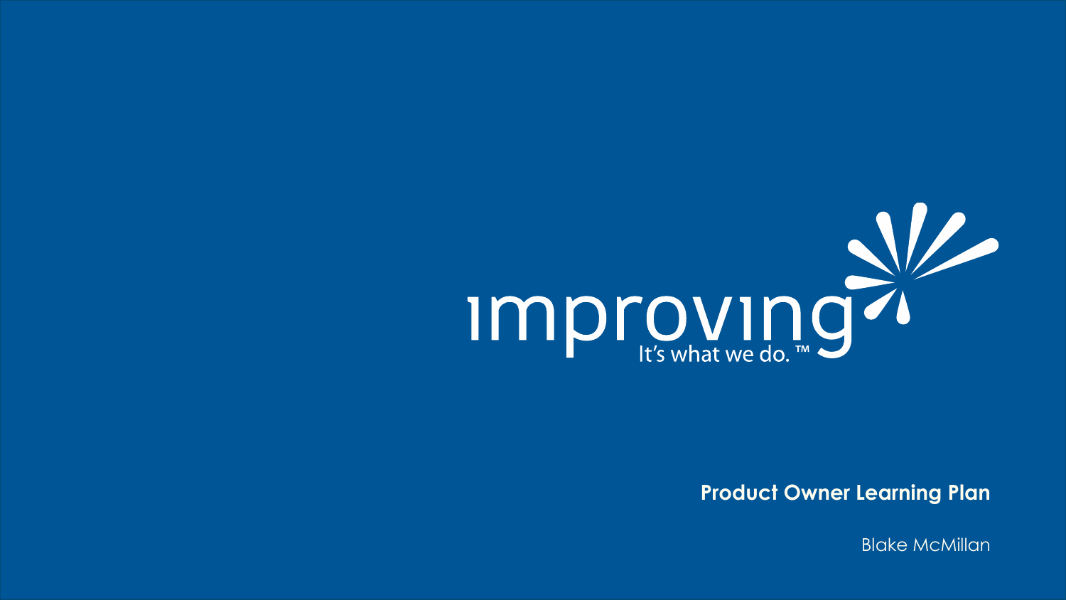improving

It's what we do.™

# Product Owner Learning Plan

Blake McMillan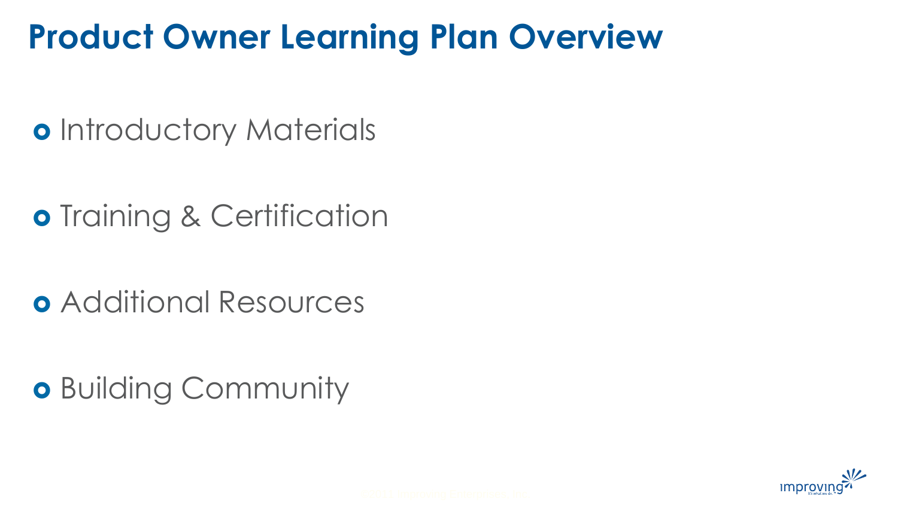# Product Owner Learning Plan Overview

- Introductory Materials
- Training & Certification
- Additional Resources
- Building Community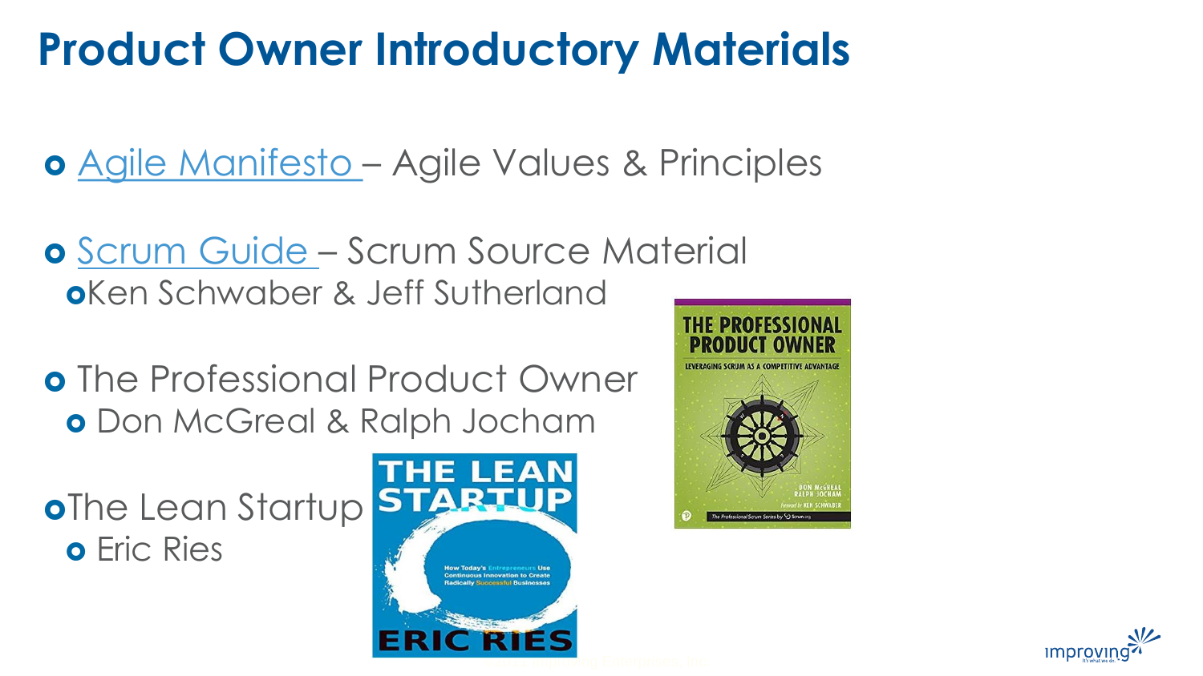# Product Owner Introductory Materials

- [Agile Manifesto](#) – Agile Values & Principles
- [Scrum Guide](#) – Scrum Source Material
  - Ken Schwaber & Jeff Sutherland
- The Professional Product Owner
  - Don McGreal & Ralph Jocham
- The Lean Startup
  - Eric Ries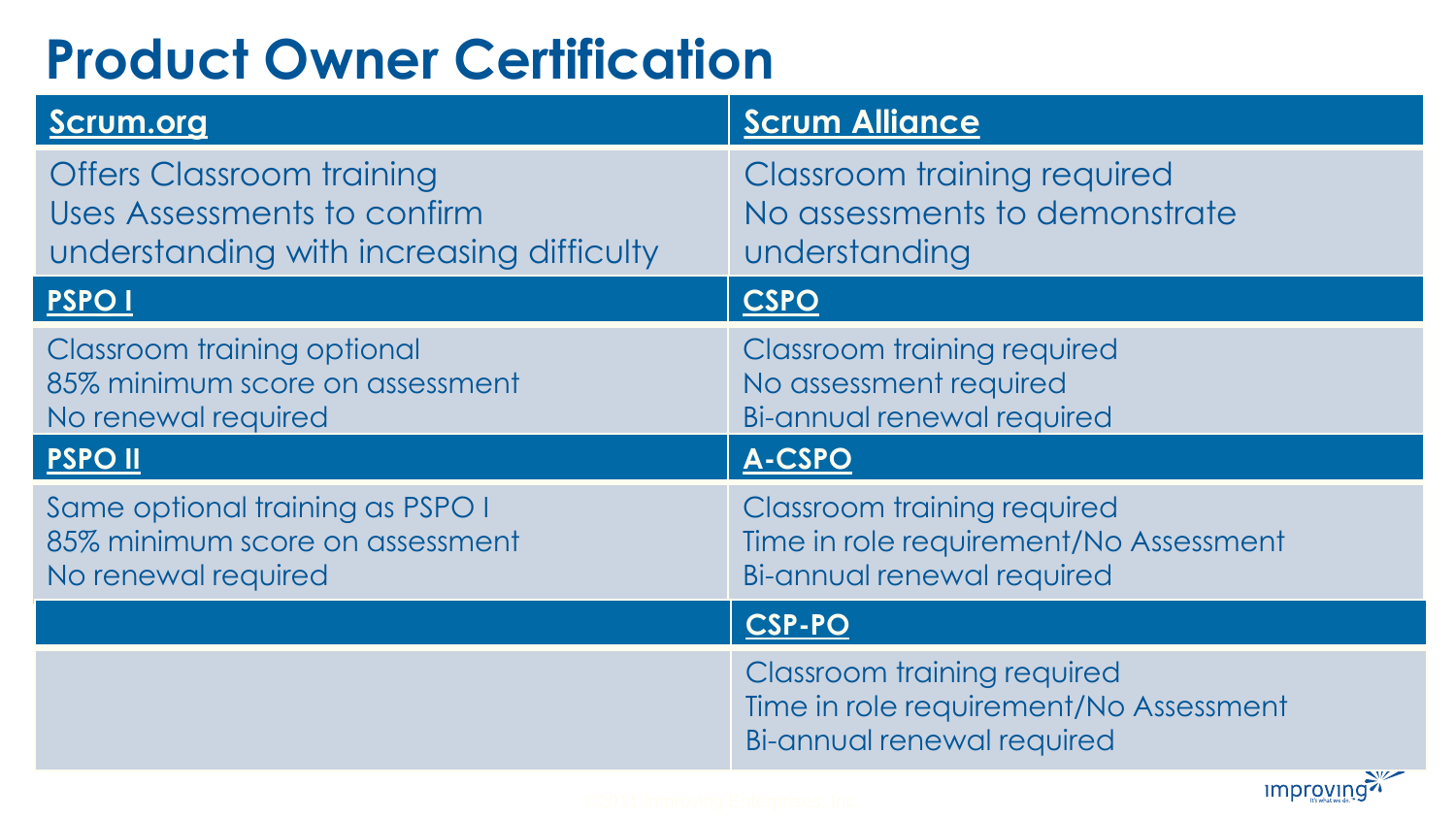# Product Owner Certification

| Scrum.org | Scrum Alliance |
| --- | --- |
| Offers Classroom training<br>Uses Assessments to confirm understanding with increasing difficulty | Classroom training required<br>No assessments to demonstrate understanding |
| **PSPO I** | **CSPO** |
| Classroom training optional<br>85% minimum score on assessment<br>No renewal required | Classroom training required<br>No assessment required<br>Bi-annual renewal required |
| **PSPO II** | **A-CSPO** |
| Same optional training as PSPO I<br>85% minimum score on assessment<br>No renewal required | Classroom training required<br>Time in role requirement/No Assessment<br>Bi-annual renewal required |
| | **CSP-PO** |
| | Classroom training required<br>Time in role requirement/No Assessment<br>Bi-annual renewal required |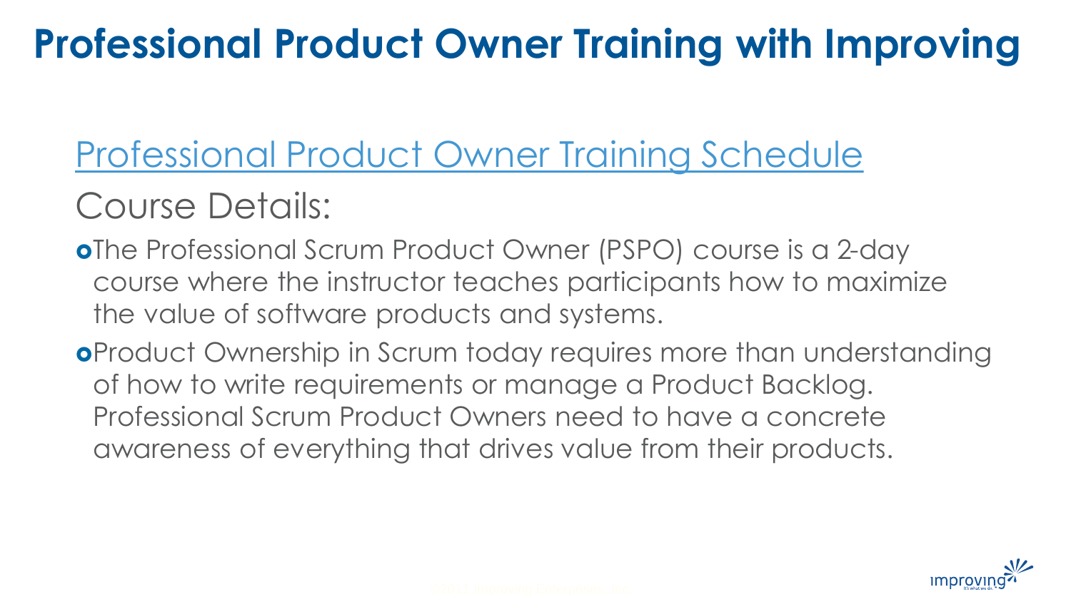# Professional Product Owner Training with Improving

Professional Product Owner Training Schedule

## Course Details:

- The Professional Scrum Product Owner (PSPO) course is a 2-day course where the instructor teaches participants how to maximize the value of software products and systems.
- Product Ownership in Scrum today requires more than understanding of how to write requirements or manage a Product Backlog. Professional Scrum Product Owners need to have a concrete awareness of everything that drives value from their products.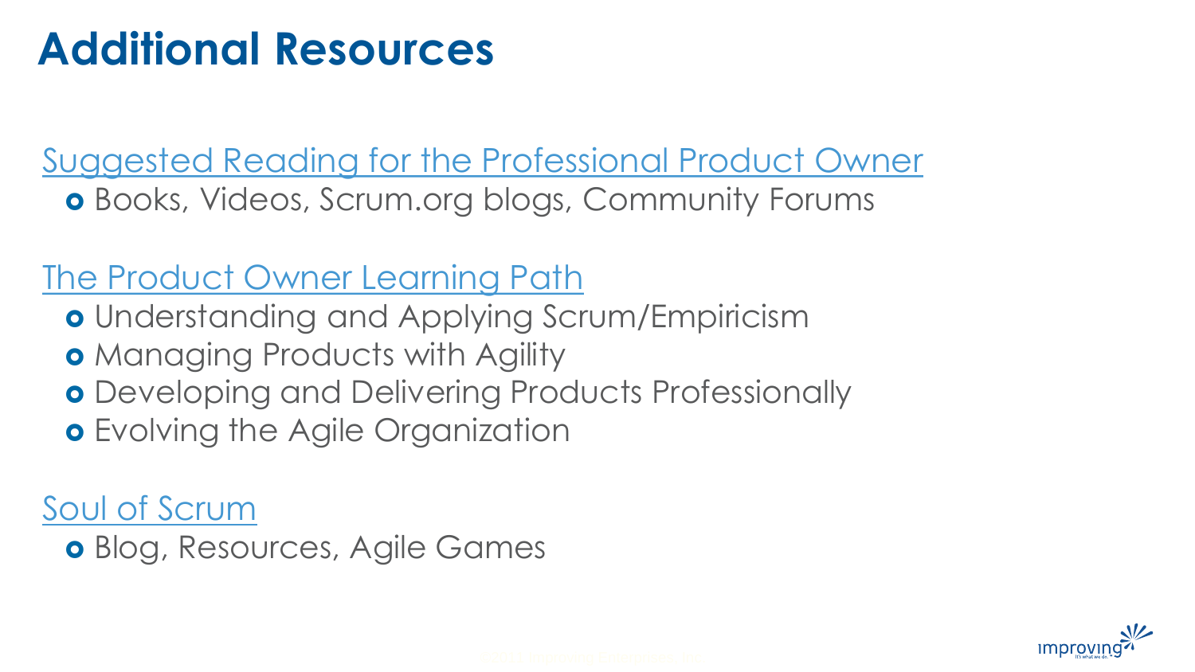# Additional Resources

Suggested Reading for the Professional Product Owner

- Books, Videos, Scrum.org blogs, Community Forums

The Product Owner Learning Path

- Understanding and Applying Scrum/Empiricism
- Managing Products with Agility
- Developing and Delivering Products Professionally
- Evolving the Agile Organization

Soul of Scrum

- Blog, Resources, Agile Games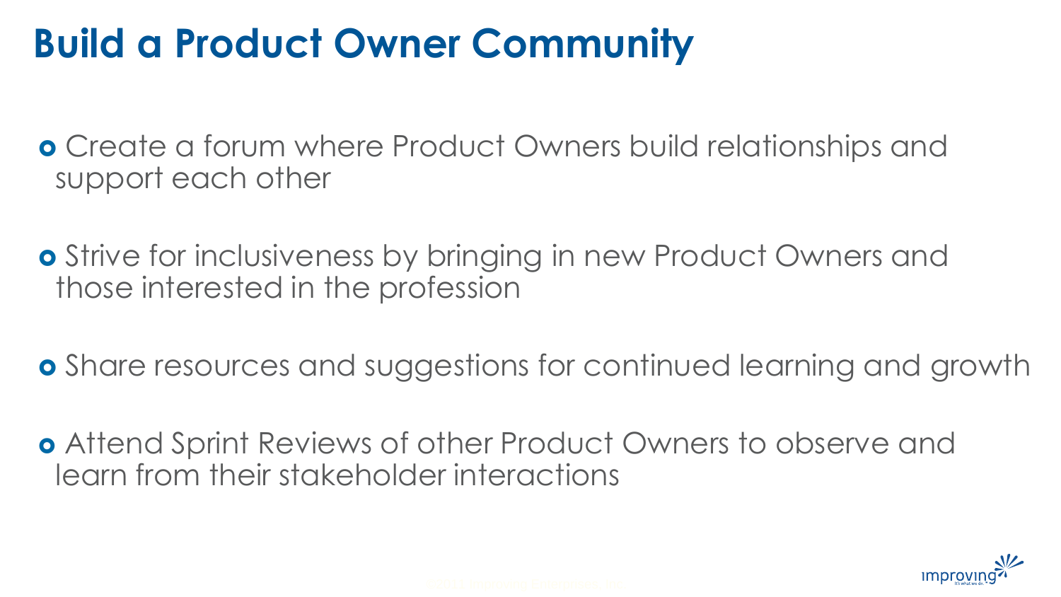# Build a Product Owner Community

- Create a forum where Product Owners build relationships and support each other
- Strive for inclusiveness by bringing in new Product Owners and those interested in the profession
- Share resources and suggestions for continued learning and growth
- Attend Sprint Reviews of other Product Owners to observe and learn from their stakeholder interactions